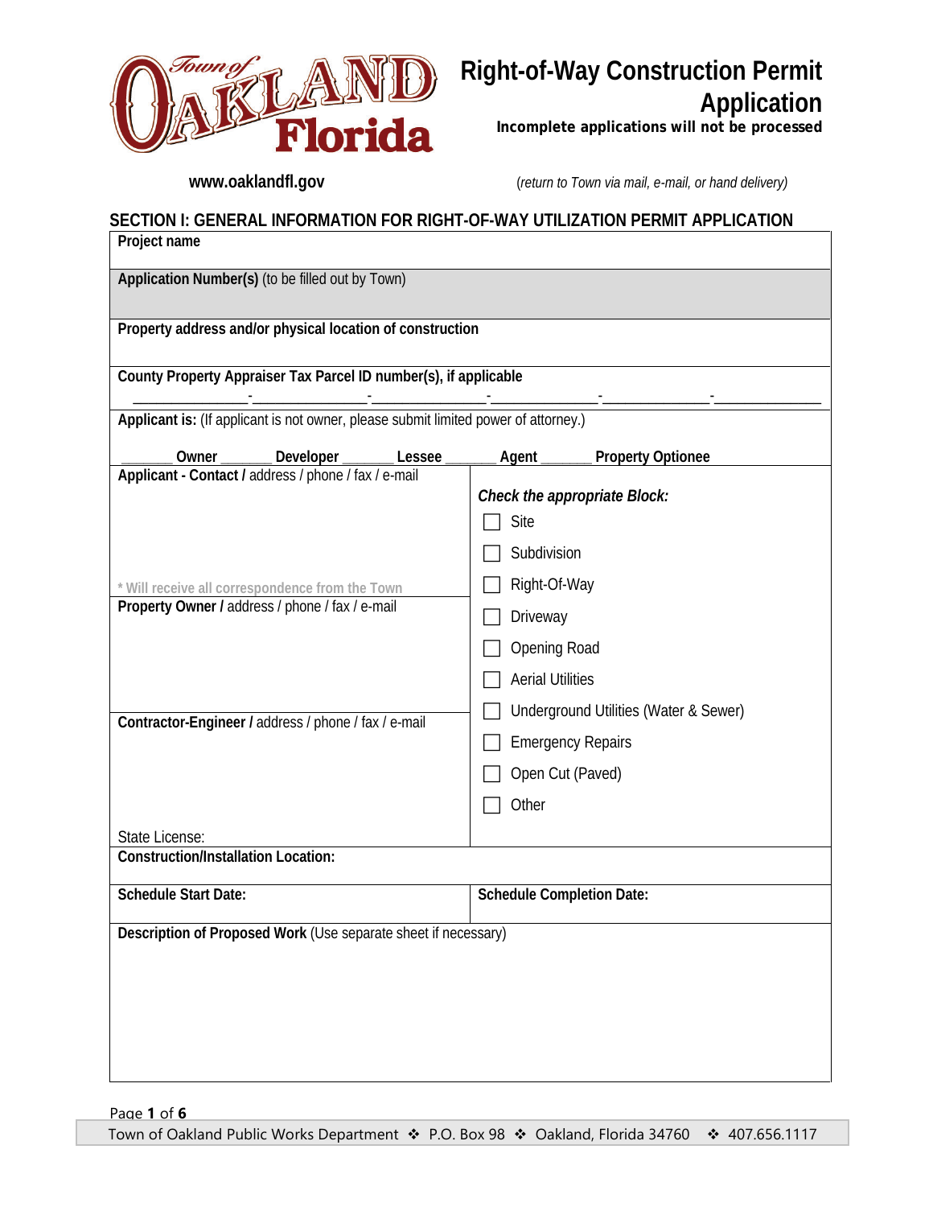Town of OAKLAND Florida

# Right-of-Way Construction Permit Application

**Incomplete applications will not be processed**

**www.oaklandfl.gov**

*(return to Town via mail, e-mail, or hand delivery)*

## SECTION I: GENERAL INFORMATION FOR RIGHT-OF-WAY UTILIZATION PERMIT APPLICATION

**Project name**

**Application Number(s)** (to be filled out by Town)

**Property address and/or physical location of construction**

**County Property Appraiser Tax Parcel ID number(s), if applicable**

_______________-_______________-_______________-_______________-_______________-_______________

**Applicant is:** (If applicant is not owner, please submit limited power of attorney.)

_______ **Owner** _______ **Developer** _______ **Lessee** _______ **Agent** _______ **Property Optionee**

**Applicant - Contact /** address / phone / fax / e-mail

\* Will receive all correspondence from the Town

**Property Owner /** address / phone / fax / e-mail

**Contractor-Engineer /** address / phone / fax / e-mail

State License:

***Check the appropriate Block:***

- ☐ Site
- ☐ Subdivision
- ☐ Right-Of-Way
- ☐ Driveway
- ☐ Opening Road
- ☐ Aerial Utilities
- ☐ Underground Utilities (Water & Sewer)
- ☐ Emergency Repairs
- ☐ Open Cut (Paved)
- ☐ Other

**Construction/Installation Location:**

**Schedule Start Date:**

**Schedule Completion Date:**

**Description of Proposed Work** (Use separate sheet if necessary)

Town of Oakland Public Works Department ❖ P.O. Box 98 ❖ Oakland, Florida 34760 ❖ 407.656.1117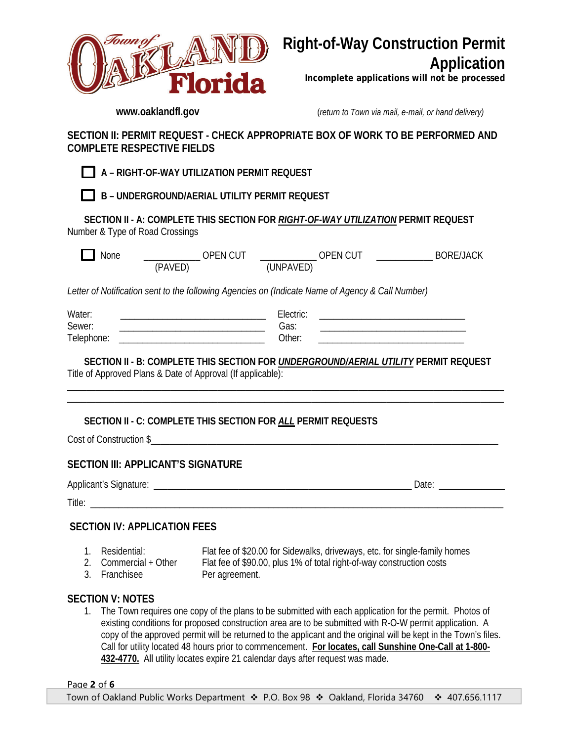# Right-of-Way Construction Permit Application

**Incomplete applications will not be processed**

www.oaklandfl.gov

*(return to Town via mail, e-mail, or hand delivery)*

## SECTION II: PERMIT REQUEST - CHECK APPROPRIATE BOX OF WORK TO BE PERFORMED AND COMPLETE RESPECTIVE FIELDS

☐ **A – RIGHT-OF-WAY UTILIZATION PERMIT REQUEST**

☐ **B – UNDERGROUND/AERIAL UTILITY PERMIT REQUEST**

### SECTION II - A: COMPLETE THIS SECTION FOR *RIGHT-OF-WAY UTILIZATION* PERMIT REQUEST

Number & Type of Road Crossings

☐ None ___________ OPEN CUT (PAVED) ___________ OPEN CUT (UNPAVED) ___________ BORE/JACK

*Letter of Notification sent to the following Agencies on (Indicate Name of Agency & Call Number)*

Water: ______________________________ Electric: ______________________________

Sewer: ______________________________ Gas: ______________________________

Telephone: ______________________________ Other: ______________________________

### SECTION II - B: COMPLETE THIS SECTION FOR *UNDERGROUND/AERIAL UTILITY* PERMIT REQUEST

Title of Approved Plans & Date of Approval (If applicable):

______________________________________________________________________________

______________________________________________________________________________

### SECTION II - C: COMPLETE THIS SECTION FOR *ALL* PERMIT REQUESTS

Cost of Construction $______________________________________________________________

## SECTION III: APPLICANT'S SIGNATURE

Applicant's Signature: ______________________________________________ Date: _____________

Title: ______________________________________________________________________________

## SECTION IV: APPLICATION FEES

1. Residential: Flat fee of $20.00 for Sidewalks, driveways, etc. for single-family homes
2. Commercial + Other Flat fee of $90.00, plus 1% of total right-of-way construction costs
3. Franchisee Per agreement.

## SECTION V: NOTES

1. The Town requires one copy of the plans to be submitted with each application for the permit. Photos of existing conditions for proposed construction area are to be submitted with R-O-W permit application. A copy of the approved permit will be returned to the applicant and the original will be kept in the Town's files. Call for utility located 48 hours prior to commencement. **For locates, call Sunshine One-Call at 1-800-432-4770.** All utility locates expire 21 calendar days after request was made.

Town of Oakland Public Works Department ❖ P.O. Box 98 ❖ Oakland, Florida 34760 ❖ 407.656.1117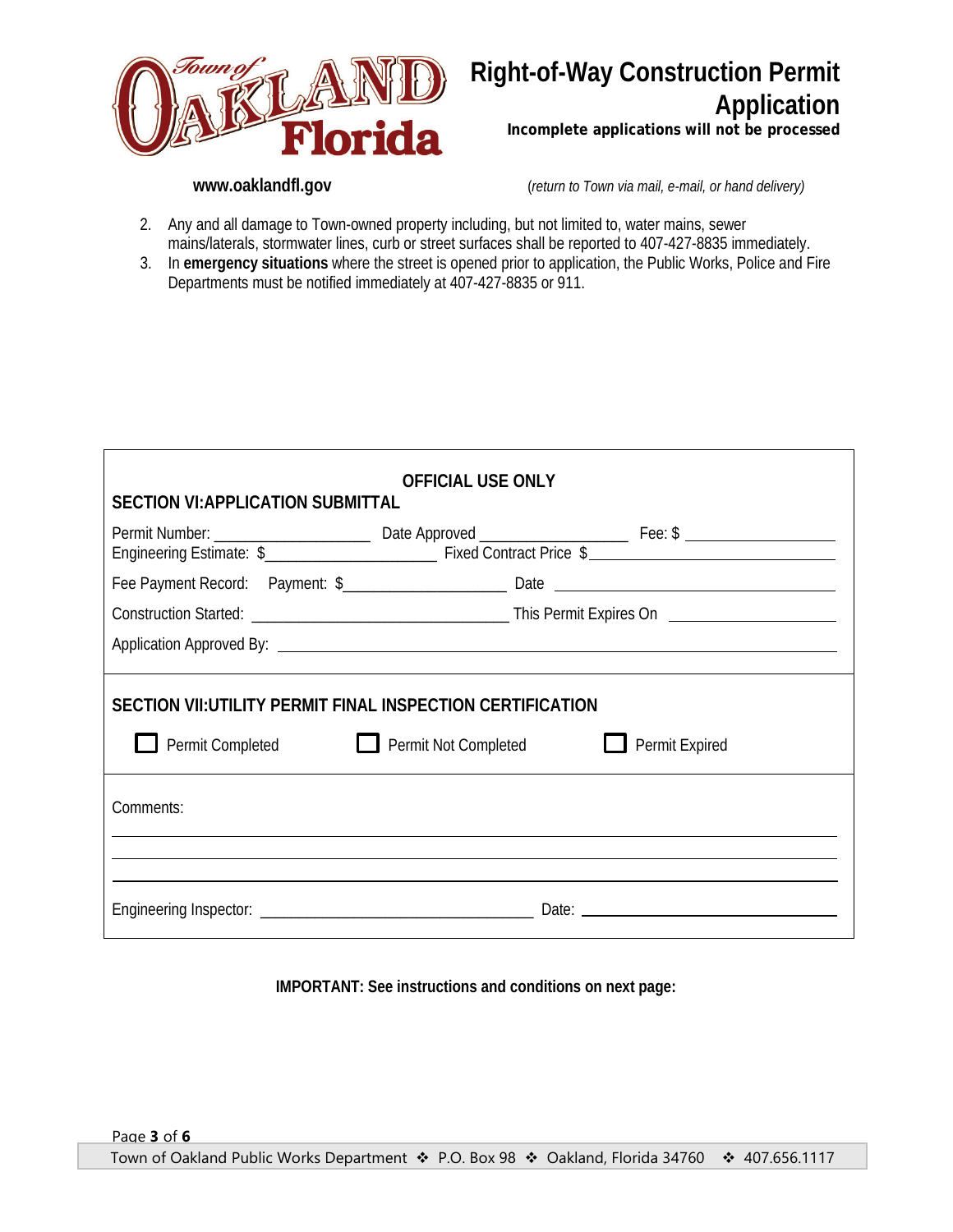# Right-of-Way Construction Permit Application

**Incomplete applications will not be processed**

**www.oaklandfl.gov**

*(return to Town via mail, e-mail, or hand delivery)*

2. Any and all damage to Town-owned property including, but not limited to, water mains, sewer mains/laterals, stormwater lines, curb or street surfaces shall be reported to 407-427-8835 immediately.
3. In **emergency situations** where the street is opened prior to application, the Public Works, Police and Fire Departments must be notified immediately at 407-427-8835 or 911.

**OFFICIAL USE ONLY**

**SECTION VI:APPLICATION SUBMITTAL**

Permit Number: ____________________ Date Approved __________________ Fee: $ __________________

Engineering Estimate: $_____________________ Fixed Contract Price $_____________________

Fee Payment Record: Payment: $____________________ Date ____________________

Construction Started: ______________________________ This Permit Expires On ____________________

Application Approved By: ____________________________________________

**SECTION VII:UTILITY PERMIT FINAL INSPECTION CERTIFICATION**

☐ Permit Completed ☐ Permit Not Completed ☐ Permit Expired

Comments:

______________________________________________________________________

______________________________________________________________________

______________________________________________________________________

Engineering Inspector: ________________________________ Date: ____________________

**IMPORTANT: See instructions and conditions on next page:**

Town of Oakland Public Works Department ❖ P.O. Box 98 ❖ Oakland, Florida 34760 ❖ 407.656.1117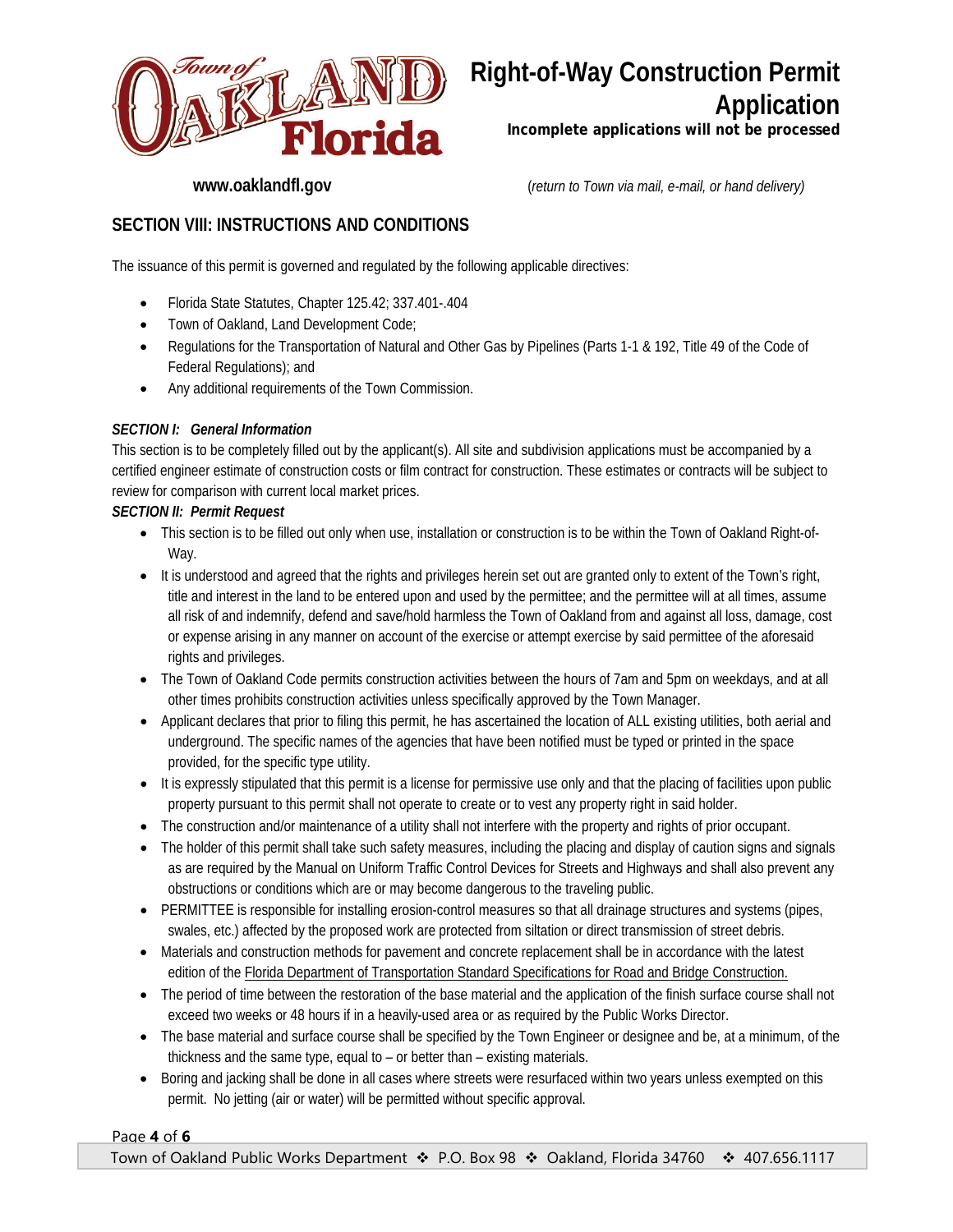# Right-of-Way Construction Permit Application

**Incomplete applications will not be processed**

**www.oaklandfl.gov**

(*return to Town via mail, e-mail, or hand delivery)*

## SECTION VIII: INSTRUCTIONS AND CONDITIONS

The issuance of this permit is governed and regulated by the following applicable directives:

- Florida State Statutes, Chapter 125.42; 337.401-.404
- Town of Oakland, Land Development Code;
- Regulations for the Transportation of Natural and Other Gas by Pipelines (Parts 1-1 & 192, Title 49 of the Code of Federal Regulations); and
- Any additional requirements of the Town Commission.

***SECTION I: General Information***

This section is to be completely filled out by the applicant(s). All site and subdivision applications must be accompanied by a certified engineer estimate of construction costs or film contract for construction. These estimates or contracts will be subject to review for comparison with current local market prices.

***SECTION II: Permit Request***

- This section is to be filled out only when use, installation or construction is to be within the Town of Oakland Right-of-Way.
- It is understood and agreed that the rights and privileges herein set out are granted only to extent of the Town's right, title and interest in the land to be entered upon and used by the permittee; and the permittee will at all times, assume all risk of and indemnify, defend and save/hold harmless the Town of Oakland from and against all loss, damage, cost or expense arising in any manner on account of the exercise or attempt exercise by said permittee of the aforesaid rights and privileges.
- The Town of Oakland Code permits construction activities between the hours of 7am and 5pm on weekdays, and at all other times prohibits construction activities unless specifically approved by the Town Manager.
- Applicant declares that prior to filing this permit, he has ascertained the location of ALL existing utilities, both aerial and underground. The specific names of the agencies that have been notified must be typed or printed in the space provided, for the specific type utility.
- It is expressly stipulated that this permit is a license for permissive use only and that the placing of facilities upon public property pursuant to this permit shall not operate to create or to vest any property right in said holder.
- The construction and/or maintenance of a utility shall not interfere with the property and rights of prior occupant.
- The holder of this permit shall take such safety measures, including the placing and display of caution signs and signals as are required by the Manual on Uniform Traffic Control Devices for Streets and Highways and shall also prevent any obstructions or conditions which are or may become dangerous to the traveling public.
- PERMITTEE is responsible for installing erosion-control measures so that all drainage structures and systems (pipes, swales, etc.) affected by the proposed work are protected from siltation or direct transmission of street debris.
- Materials and construction methods for pavement and concrete replacement shall be in accordance with the latest edition of the Florida Department of Transportation Standard Specifications for Road and Bridge Construction.
- The period of time between the restoration of the base material and the application of the finish surface course shall not exceed two weeks or 48 hours if in a heavily-used area or as required by the Public Works Director.
- The base material and surface course shall be specified by the Town Engineer or designee and be, at a minimum, of the thickness and the same type, equal to – or better than – existing materials.
- Boring and jacking shall be done in all cases where streets were resurfaced within two years unless exempted on this permit. No jetting (air or water) will be permitted without specific approval.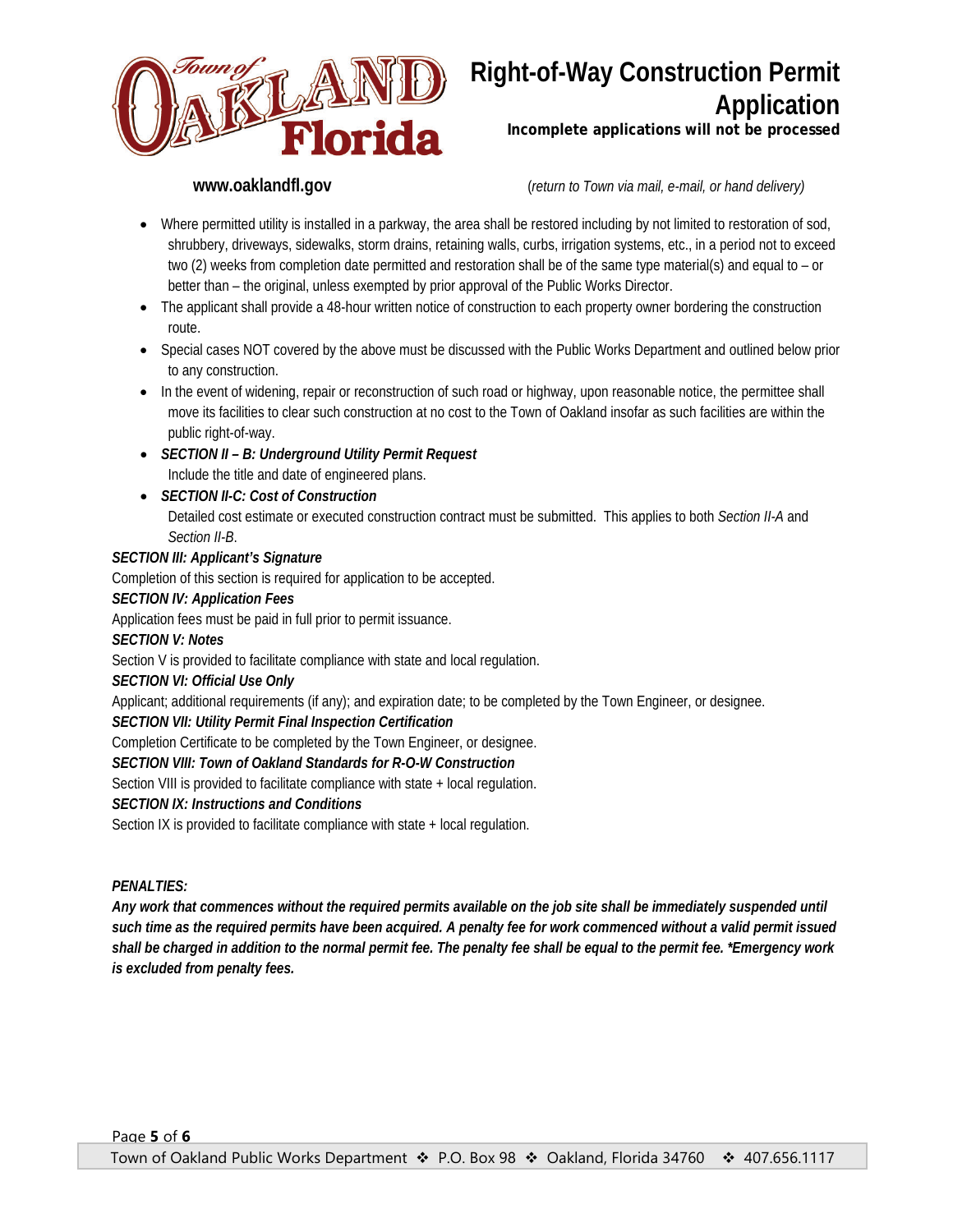- Where permitted utility is installed in a parkway, the area shall be restored including by not limited to restoration of sod, shrubbery, driveways, sidewalks, storm drains, retaining walls, curbs, irrigation systems, etc., in a period not to exceed two (2) weeks from completion date permitted and restoration shall be of the same type material(s) and equal to – or better than – the original, unless exempted by prior approval of the Public Works Director.
- The applicant shall provide a 48-hour written notice of construction to each property owner bordering the construction route.
- Special cases NOT covered by the above must be discussed with the Public Works Department and outlined below prior to any construction.
- In the event of widening, repair or reconstruction of such road or highway, upon reasonable notice, the permittee shall move its facilities to clear such construction at no cost to the Town of Oakland insofar as such facilities are within the public right-of-way.
- ***SECTION II – B: Underground Utility Permit Request***
  Include the title and date of engineered plans.
- ***SECTION II-C: Cost of Construction***
  Detailed cost estimate or executed construction contract must be submitted. This applies to both *Section II-A* and *Section II-B*.

***SECTION III: Applicant's Signature***

Completion of this section is required for application to be accepted.

***SECTION IV: Application Fees***

Application fees must be paid in full prior to permit issuance.

***SECTION V: Notes***

Section V is provided to facilitate compliance with state and local regulation.

***SECTION VI: Official Use Only***

Applicant; additional requirements (if any); and expiration date; to be completed by the Town Engineer, or designee.

***SECTION VII: Utility Permit Final Inspection Certification***

Completion Certificate to be completed by the Town Engineer, or designee.

***SECTION VIII: Town of Oakland Standards for R-O-W Construction***

Section VIII is provided to facilitate compliance with state + local regulation.

***SECTION IX: Instructions and Conditions***

Section IX is provided to facilitate compliance with state + local regulation.

***PENALTIES:***

***Any work that commences without the required permits available on the job site shall be immediately suspended until such time as the required permits have been acquired. A penalty fee for work commenced without a valid permit issued shall be charged in addition to the normal permit fee. The penalty fee shall be equal to the permit fee. *Emergency work is excluded from penalty fees.***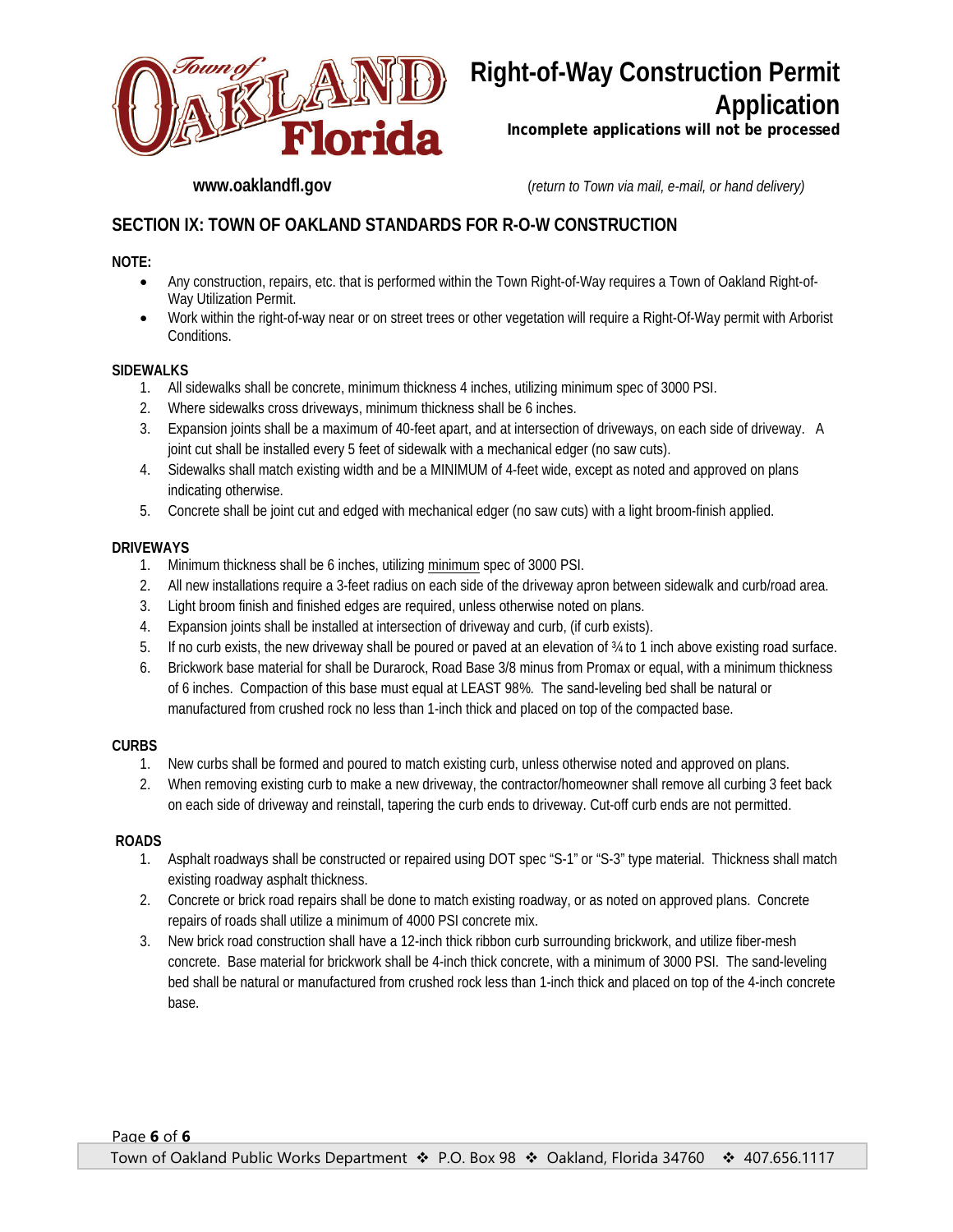# Right-of-Way Construction Permit Application

**Incomplete applications will not be processed**

**www.oaklandfl.gov**

(*return to Town via mail, e-mail, or hand delivery*)

## SECTION IX: TOWN OF OAKLAND STANDARDS FOR R-O-W CONSTRUCTION

**NOTE:**

- Any construction, repairs, etc. that is performed within the Town Right-of-Way requires a Town of Oakland Right-of-Way Utilization Permit.
- Work within the right-of-way near or on street trees or other vegetation will require a Right-Of-Way permit with Arborist Conditions.

### SIDEWALKS

1. All sidewalks shall be concrete, minimum thickness 4 inches, utilizing minimum spec of 3000 PSI.
2. Where sidewalks cross driveways, minimum thickness shall be 6 inches.
3. Expansion joints shall be a maximum of 40-feet apart, and at intersection of driveways, on each side of driveway. A joint cut shall be installed every 5 feet of sidewalk with a mechanical edger (no saw cuts).
4. Sidewalks shall match existing width and be a MINIMUM of 4-feet wide, except as noted and approved on plans indicating otherwise.
5. Concrete shall be joint cut and edged with mechanical edger (no saw cuts) with a light broom-finish applied.

### DRIVEWAYS

1. Minimum thickness shall be 6 inches, utilizing <u>minimum</u> spec of 3000 PSI.
2. All new installations require a 3-feet radius on each side of the driveway apron between sidewalk and curb/road area.
3. Light broom finish and finished edges are required, unless otherwise noted on plans.
4. Expansion joints shall be installed at intersection of driveway and curb, (if curb exists).
5. If no curb exists, the new driveway shall be poured or paved at an elevation of ¾ to 1 inch above existing road surface.
6. Brickwork base material for shall be Durarock, Road Base 3/8 minus from Promax or equal, with a minimum thickness of 6 inches. Compaction of this base must equal at LEAST 98%. The sand-leveling bed shall be natural or manufactured from crushed rock no less than 1-inch thick and placed on top of the compacted base.

### CURBS

1. New curbs shall be formed and poured to match existing curb, unless otherwise noted and approved on plans.
2. When removing existing curb to make a new driveway, the contractor/homeowner shall remove all curbing 3 feet back on each side of driveway and reinstall, tapering the curb ends to driveway. Cut-off curb ends are not permitted.

### ROADS

1. Asphalt roadways shall be constructed or repaired using DOT spec "S-1" or "S-3" type material. Thickness shall match existing roadway asphalt thickness.
2. Concrete or brick road repairs shall be done to match existing roadway, or as noted on approved plans. Concrete repairs of roads shall utilize a minimum of 4000 PSI concrete mix.
3. New brick road construction shall have a 12-inch thick ribbon curb surrounding brickwork, and utilize fiber-mesh concrete. Base material for brickwork shall be 4-inch thick concrete, with a minimum of 3000 PSI. The sand-leveling bed shall be natural or manufactured from crushed rock less than 1-inch thick and placed on top of the 4-inch concrete base.

Town of Oakland Public Works Department ❖ P.O. Box 98 ❖ Oakland, Florida 34760 ❖ 407.656.1117